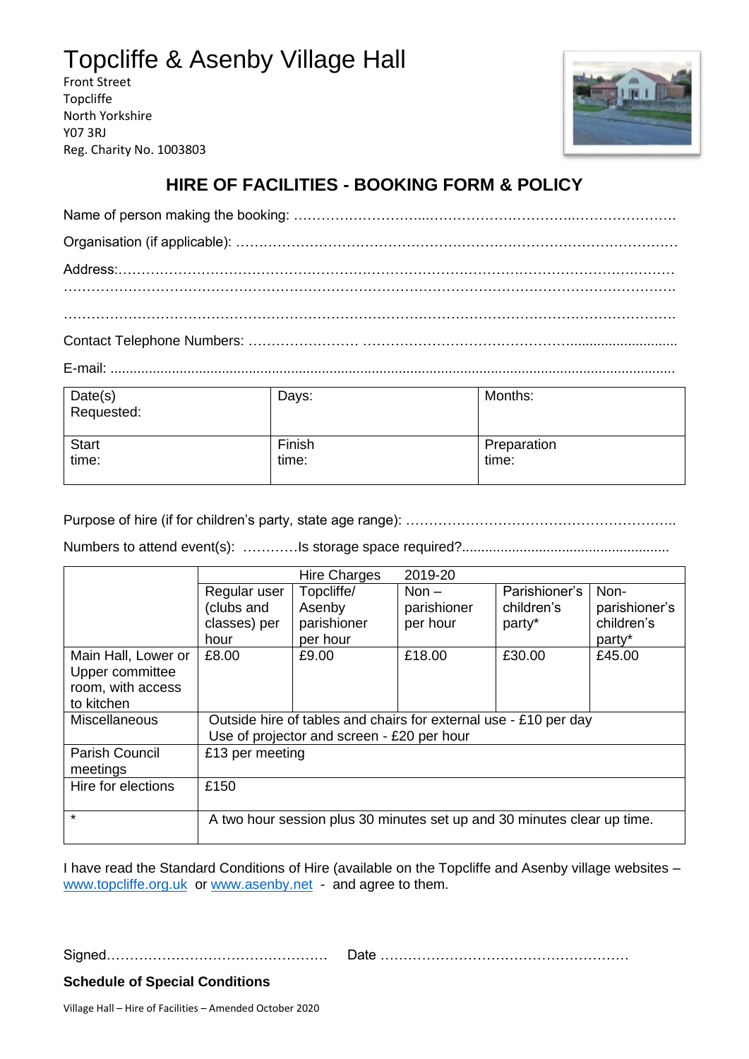# Topcliffe & Asenby Village Hall

Front Street
Topcliffe
North Yorkshire
Y07 3RJ
Reg. Charity No. 1003803

## HIRE OF FACILITIES - BOOKING FORM & POLICY

Name of person making the booking: ……………………….………………………….…………………

Organisation (if applicable): ……………………………………….………………………………………

Address:…….……………….………………….……………….……………….……………….……………
…………………………………………………………………………………………………………………

…………………………………………………………………………………………………………………

Contact Telephone Numbers: …………………… ……………………………………............................

E-mail: ..................................................................................................................................................

| Date(s) Requested: | Days: | Months: |
|---|---|---|
| Start time: | Finish time: | Preparation time: |

Purpose of hire (if for children's party, state age range): …………………………………………………..

Numbers to attend event(s): …………Is storage space required?.....................................................

| | Hire Charges 2019-20 | | | | |
|---|---|---|---|---|---|
| | Regular user (clubs and classes) per hour | Topcliffe/ Asenby parishioner per hour | Non – parishioner per hour | Parishioner's children's party* | Non-parishioner's children's party* |
| Main Hall, Lower or Upper committee room, with access to kitchen | £8.00 | £9.00 | £18.00 | £30.00 | £45.00 |
| Miscellaneous | Outside hire of tables and chairs for external use - £10 per day<br>Use of projector and screen - £20 per hour | | | | |
| Parish Council meetings | £13 per meeting | | | | |
| Hire for elections | £150 | | | | |
| * | A two hour session plus 30 minutes set up and 30 minutes clear up time. | | | | |

I have read the Standard Conditions of Hire (available on the Topcliffe and Asenby village websites – www.topcliffe.org.uk or www.asenby.net - and agree to them.

Signed…………………………………………. Date ………………………………………………

**Schedule of Special Conditions**

Village Hall – Hire of Facilities – Amended October 2020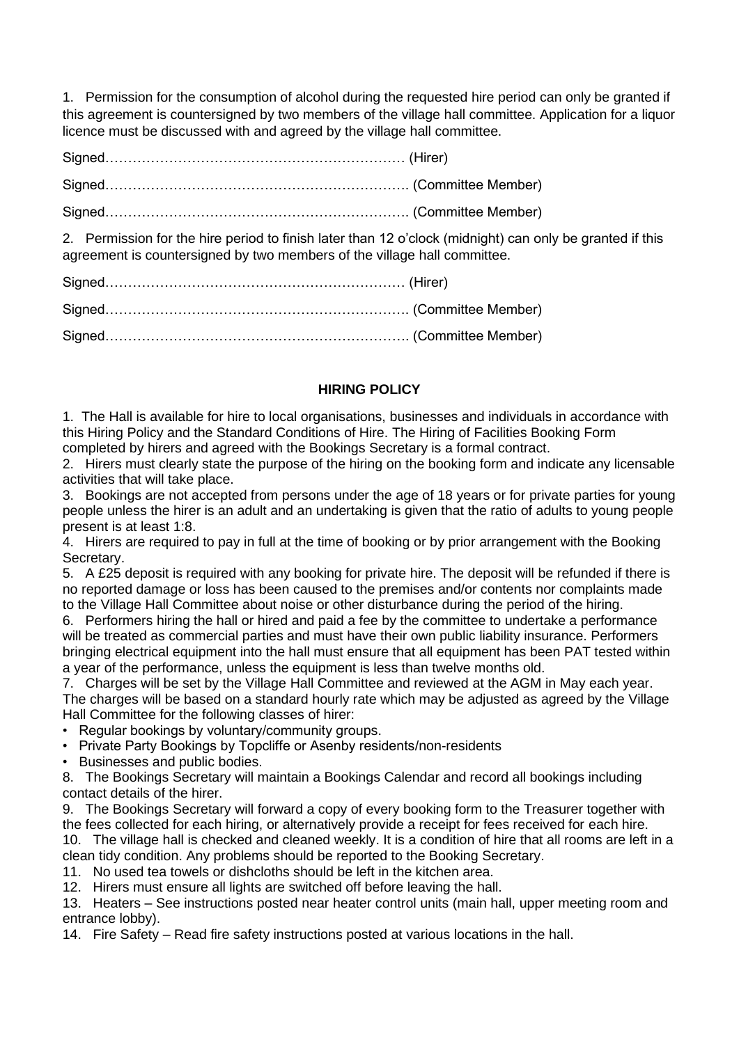1. Permission for the consumption of alcohol during the requested hire period can only be granted if this agreement is countersigned by two members of the village hall committee. Application for a liquor licence must be discussed with and agreed by the village hall committee.

Signed………………………………………………………… (Hirer)

Signed…………………………………………………………. (Committee Member)

Signed…………………………………………………………. (Committee Member)

2. Permission for the hire period to finish later than 12 o'clock (midnight) can only be granted if this agreement is countersigned by two members of the village hall committee.

Signed………………………………………………………… (Hirer)

Signed…………………………………………………………. (Committee Member)

Signed…………………………………………………………. (Committee Member)

## HIRING POLICY

1. The Hall is available for hire to local organisations, businesses and individuals in accordance with this Hiring Policy and the Standard Conditions of Hire. The Hiring of Facilities Booking Form completed by hirers and agreed with the Bookings Secretary is a formal contract.
2. Hirers must clearly state the purpose of the hiring on the booking form and indicate any licensable activities that will take place.
3. Bookings are not accepted from persons under the age of 18 years or for private parties for young people unless the hirer is an adult and an undertaking is given that the ratio of adults to young people present is at least 1:8.
4. Hirers are required to pay in full at the time of booking or by prior arrangement with the Booking Secretary.
5. A £25 deposit is required with any booking for private hire. The deposit will be refunded if there is no reported damage or loss has been caused to the premises and/or contents nor complaints made to the Village Hall Committee about noise or other disturbance during the period of the hiring.
6. Performers hiring the hall or hired and paid a fee by the committee to undertake a performance will be treated as commercial parties and must have their own public liability insurance. Performers bringing electrical equipment into the hall must ensure that all equipment has been PAT tested within a year of the performance, unless the equipment is less than twelve months old.
7. Charges will be set by the Village Hall Committee and reviewed at the AGM in May each year. The charges will be based on a standard hourly rate which may be adjusted as agreed by the Village Hall Committee for the following classes of hirer:
   - Regular bookings by voluntary/community groups.
   - Private Party Bookings by Topcliffe or Asenby residents/non-residents
   - Businesses and public bodies.
8. The Bookings Secretary will maintain a Bookings Calendar and record all bookings including contact details of the hirer.
9. The Bookings Secretary will forward a copy of every booking form to the Treasurer together with the fees collected for each hiring, or alternatively provide a receipt for fees received for each hire.
10. The village hall is checked and cleaned weekly. It is a condition of hire that all rooms are left in a clean tidy condition. Any problems should be reported to the Booking Secretary.
11. No used tea towels or dishcloths should be left in the kitchen area.
12. Hirers must ensure all lights are switched off before leaving the hall.
13. Heaters – See instructions posted near heater control units (main hall, upper meeting room and entrance lobby).
14. Fire Safety – Read fire safety instructions posted at various locations in the hall.